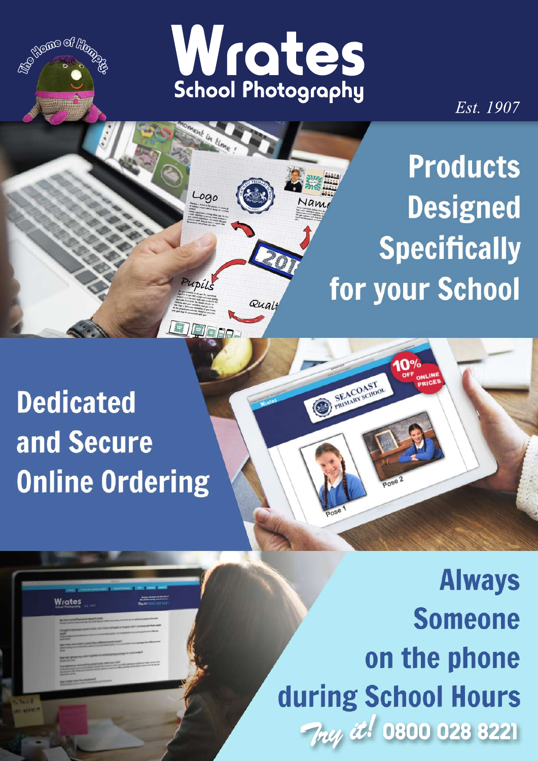The Home of Humpty

# Wrates

## School Photography

*Est. 1907*

## Products Designed Specifically for your School

## Dedicated and Secure Online Ordering

## Always Someone on the phone during School Hours

*Try it!* 0800 028 8221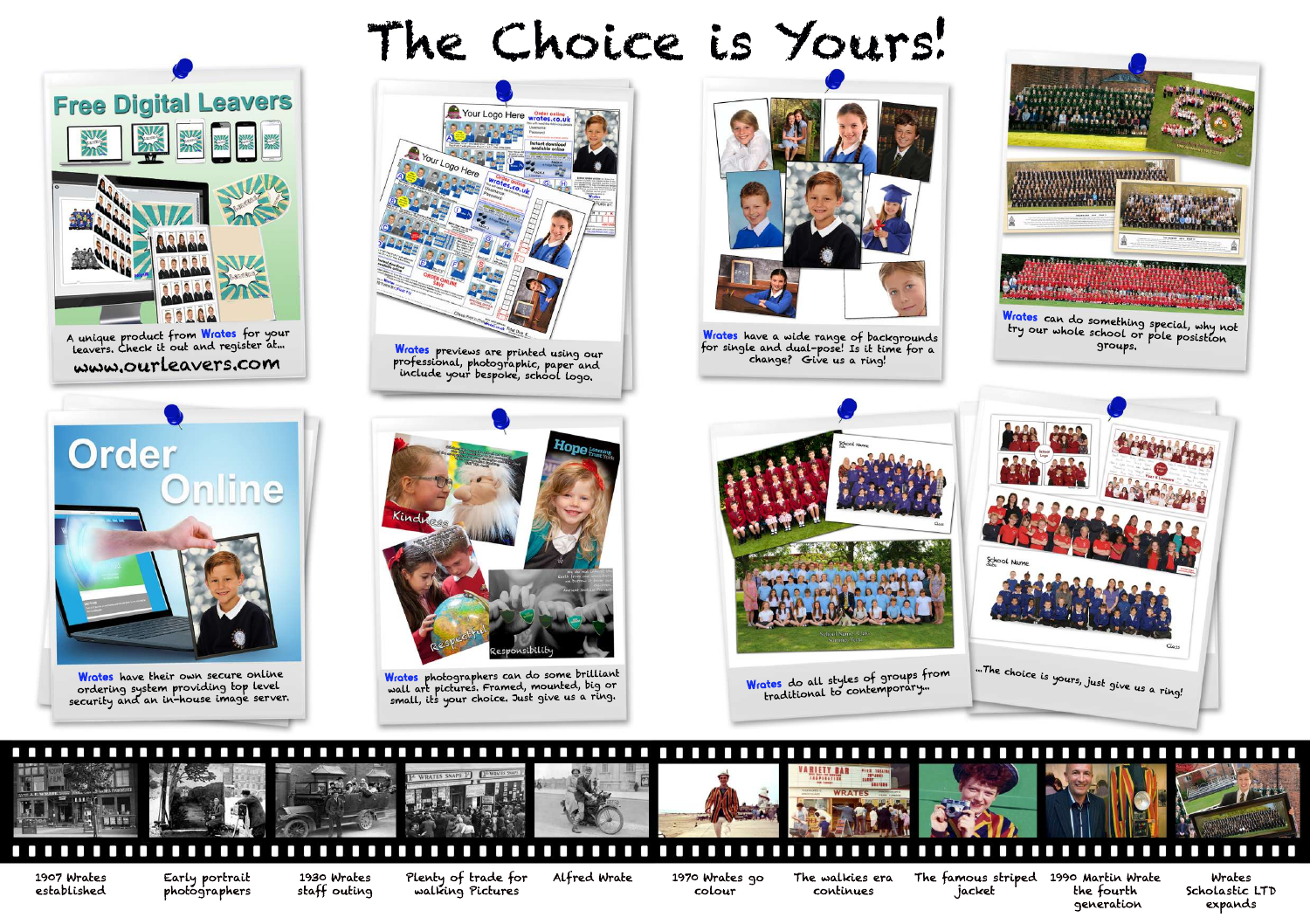# The Choice is Yours!

**Free Digital Leavers**

A unique product from Wrates for your leavers. Check it out and register at...

www.ourleavers.com

Wrates previews are printed using our professional, photographic, paper and include your bespoke, school logo.

Wrates have a wide range of backgrounds for single and dual-pose! Is it time for a change? Give us a ring!

Wrates can do something special, why not try our whole school or pole position groups.

**Order Online**

Wrates have their own secure online ordering system providing top level security and an in-house image server.

Wrates photographers can do some brilliant wall art pictures. Framed, mounted, big or small, its your choice. Just give us a ring.

Wrates do all styles of groups from traditional to contemporary...

...The choice is yours, just give us a ring!

- 1907 Wrates established
- Early portrait photographers
- 1930 Wrates staff outing
- Plenty of trade for walking Pictures
- Alfred Wrate
- 1970 Wrates go colour
- The walkies era continues
- The famous striped jacket
- 1990 Martin Wrate the fourth generation
- Wrates Scholastic LTD expands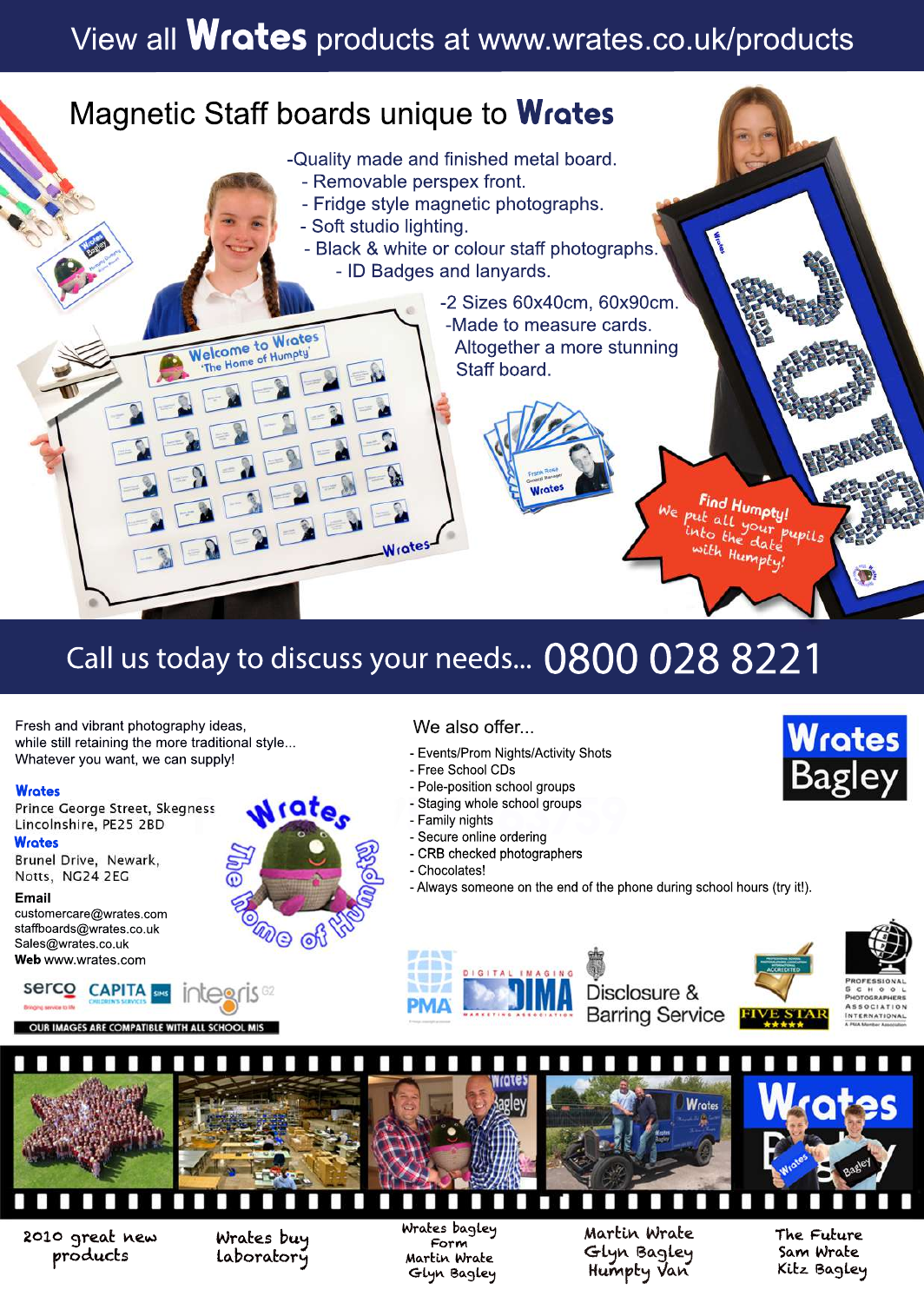View all **Wrates** products at www.wrates.co.uk/products

# Magnetic Staff boards unique to Wrates

- Quality made and finished metal board.
- Removable perspex front.
- Fridge style magnetic photographs.
- Soft studio lighting.
- Black & white or colour staff photographs.
- ID Badges and lanyards.
- 2 Sizes 60x40cm, 60x90cm.
- Made to measure cards.

Altogether a more stunning Staff board.

Find Humpty! We put all your pupils into the date with Humpty!

## Call us today to discuss your needs... 0800 028 8221

Fresh and vibrant photography ideas, while still retaining the more traditional style... Whatever you want, we can supply!

**Wrates**
Prince George Street, Skegness
Lincolnshire, PE25 2BD

**Wrates**
Brunel Drive, Newark,
Notts, NG24 2EG

**Email**
customercare@wrates.com
staffboards@wrates.co.uk
Sales@wrates.co.uk

**Web** www.wrates.com

OUR IMAGES ARE COMPATIBLE WITH ALL SCHOOL MIS

We also offer...

- Events/Prom Nights/Activity Shots
- Free School CDs
- Pole-position school groups
- Staging whole school groups
- Family nights
- Secure online ordering
- CRB checked photographers
- Chocolates!
- Always someone on the end of the phone during school hours (try it!).

2010 great new products

Wrates buy laboratory

Wrates bagley Form Martin Wrate Glyn Bagley

Martin Wrate Glyn Bagley Humpty Van

The Future Sam Wrate Kitz Bagley